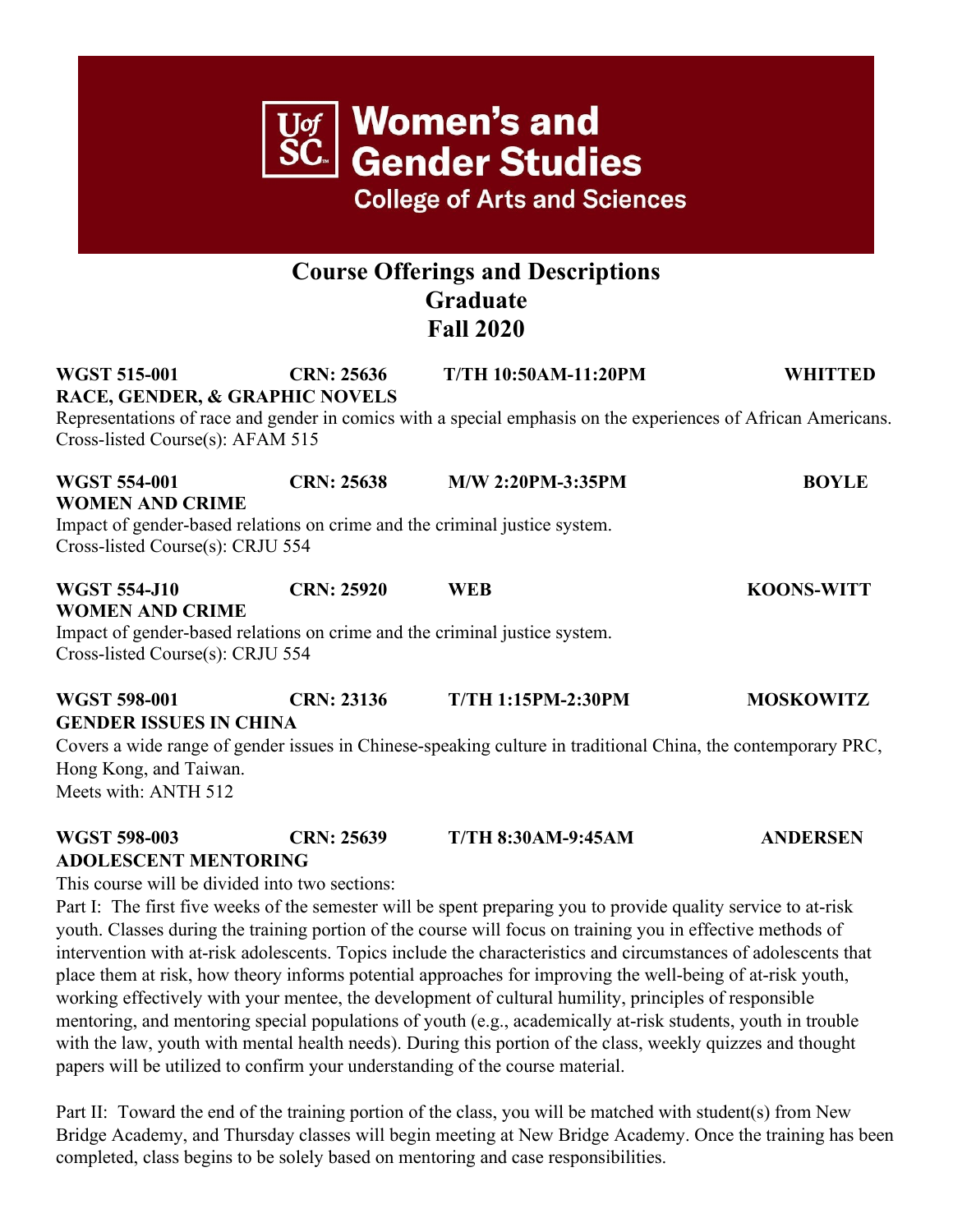# Women's and Gender Studies

**College of Arts and Sciences**

## Course Offerings and Descriptions
## Graduate
## Fall 2020

**WGST 515-001 CRN: 25636 T/TH 10:50AM-11:20PM WHITTED**
**RACE, GENDER, & GRAPHIC NOVELS**
Representations of race and gender in comics with a special emphasis on the experiences of African Americans.
Cross-listed Course(s): AFAM 515

**WGST 554-001 CRN: 25638 M/W 2:20PM-3:35PM BOYLE**
**WOMEN AND CRIME**
Impact of gender-based relations on crime and the criminal justice system.
Cross-listed Course(s): CRJU 554

**WGST 554-J10 CRN: 25920 WEB KOONS-WITT**
**WOMEN AND CRIME**
Impact of gender-based relations on crime and the criminal justice system.
Cross-listed Course(s): CRJU 554

**WGST 598-001 CRN: 23136 T/TH 1:15PM-2:30PM MOSKOWITZ**
**GENDER ISSUES IN CHINA**
Covers a wide range of gender issues in Chinese-speaking culture in traditional China, the contemporary PRC, Hong Kong, and Taiwan.
Meets with: ANTH 512

**WGST 598-003 CRN: 25639 T/TH 8:30AM-9:45AM ANDERSEN**
**ADOLESCENT MENTORING**
This course will be divided into two sections:
Part I: The first five weeks of the semester will be spent preparing you to provide quality service to at-risk youth. Classes during the training portion of the course will focus on training you in effective methods of intervention with at-risk adolescents. Topics include the characteristics and circumstances of adolescents that place them at risk, how theory informs potential approaches for improving the well-being of at-risk youth, working effectively with your mentee, the development of cultural humility, principles of responsible mentoring, and mentoring special populations of youth (e.g., academically at-risk students, youth in trouble with the law, youth with mental health needs). During this portion of the class, weekly quizzes and thought papers will be utilized to confirm your understanding of the course material.

Part II: Toward the end of the training portion of the class, you will be matched with student(s) from New Bridge Academy, and Thursday classes will begin meeting at New Bridge Academy. Once the training has been completed, class begins to be solely based on mentoring and case responsibilities.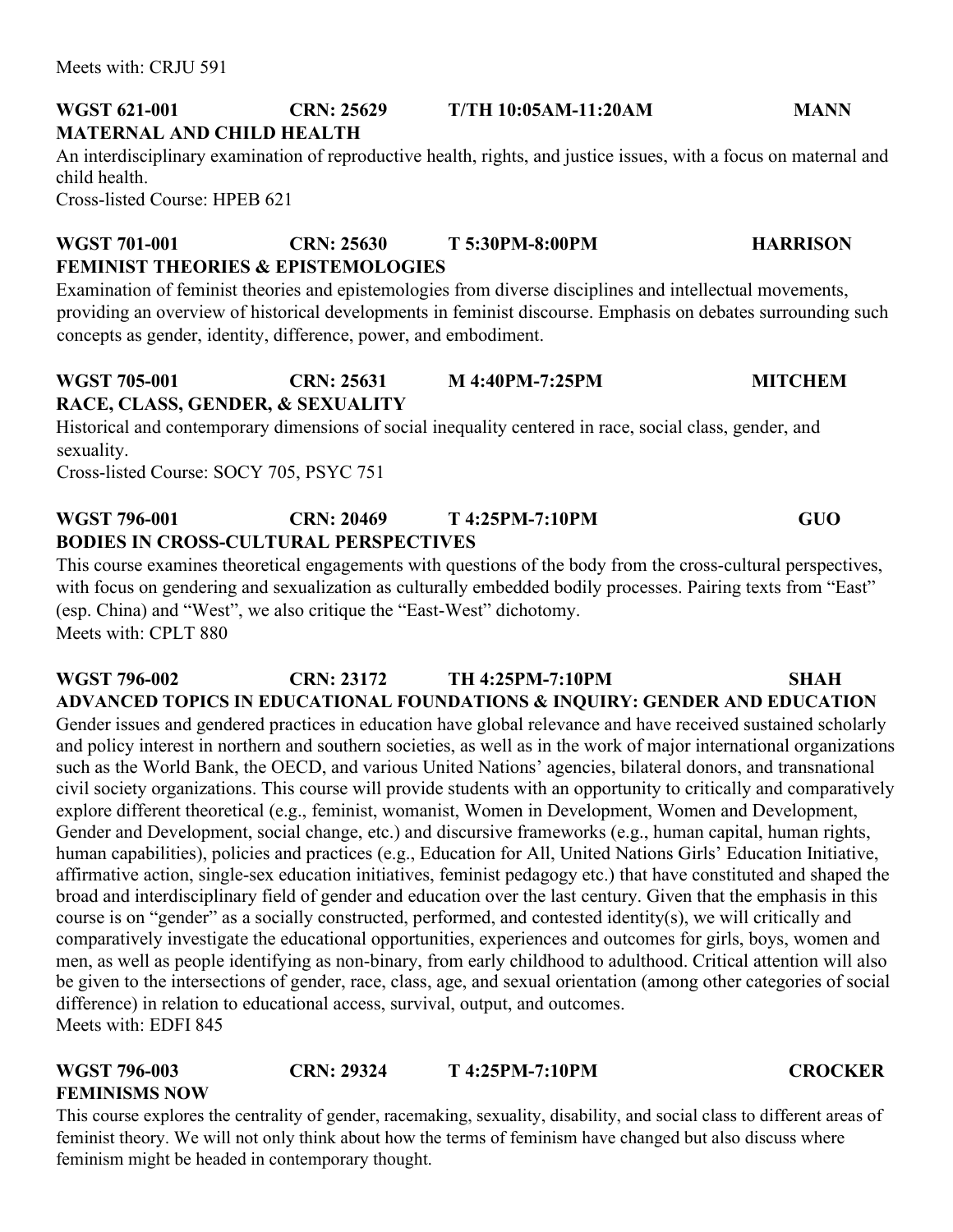Meets with: CRJU 591

**WGST 621-001 CRN: 25629 T/TH 10:05AM-11:20AM MANN**
**MATERNAL AND CHILD HEALTH**

An interdisciplinary examination of reproductive health, rights, and justice issues, with a focus on maternal and child health.
Cross-listed Course: HPEB 621

**WGST 701-001 CRN: 25630 T 5:30PM-8:00PM HARRISON**
**FEMINIST THEORIES & EPISTEMOLOGIES**

Examination of feminist theories and epistemologies from diverse disciplines and intellectual movements, providing an overview of historical developments in feminist discourse. Emphasis on debates surrounding such concepts as gender, identity, difference, power, and embodiment.

**WGST 705-001 CRN: 25631 M 4:40PM-7:25PM MITCHEM**
**RACE, CLASS, GENDER, & SEXUALITY**

Historical and contemporary dimensions of social inequality centered in race, social class, gender, and sexuality.
Cross-listed Course: SOCY 705, PSYC 751

**WGST 796-001 CRN: 20469 T 4:25PM-7:10PM GUO**
**BODIES IN CROSS-CULTURAL PERSPECTIVES**

This course examines theoretical engagements with questions of the body from the cross-cultural perspectives, with focus on gendering and sexualization as culturally embedded bodily processes. Pairing texts from "East" (esp. China) and "West", we also critique the "East-West" dichotomy.
Meets with: CPLT 880

**WGST 796-002 CRN: 23172 TH 4:25PM-7:10PM SHAH**
**ADVANCED TOPICS IN EDUCATIONAL FOUNDATIONS & INQUIRY: GENDER AND EDUCATION**

Gender issues and gendered practices in education have global relevance and have received sustained scholarly and policy interest in northern and southern societies, as well as in the work of major international organizations such as the World Bank, the OECD, and various United Nations' agencies, bilateral donors, and transnational civil society organizations. This course will provide students with an opportunity to critically and comparatively explore different theoretical (e.g., feminist, womanist, Women in Development, Women and Development, Gender and Development, social change, etc.) and discursive frameworks (e.g., human capital, human rights, human capabilities), policies and practices (e.g., Education for All, United Nations Girls' Education Initiative, affirmative action, single-sex education initiatives, feminist pedagogy etc.) that have constituted and shaped the broad and interdisciplinary field of gender and education over the last century. Given that the emphasis in this course is on "gender" as a socially constructed, performed, and contested identity(s), we will critically and comparatively investigate the educational opportunities, experiences and outcomes for girls, boys, women and men, as well as people identifying as non-binary, from early childhood to adulthood. Critical attention will also be given to the intersections of gender, race, class, age, and sexual orientation (among other categories of social difference) in relation to educational access, survival, output, and outcomes.
Meets with: EDFI 845

**WGST 796-003 CRN: 29324 T 4:25PM-7:10PM CROCKER**
**FEMINISMS NOW**

This course explores the centrality of gender, racemaking, sexuality, disability, and social class to different areas of feminist theory. We will not only think about how the terms of feminism have changed but also discuss where feminism might be headed in contemporary thought.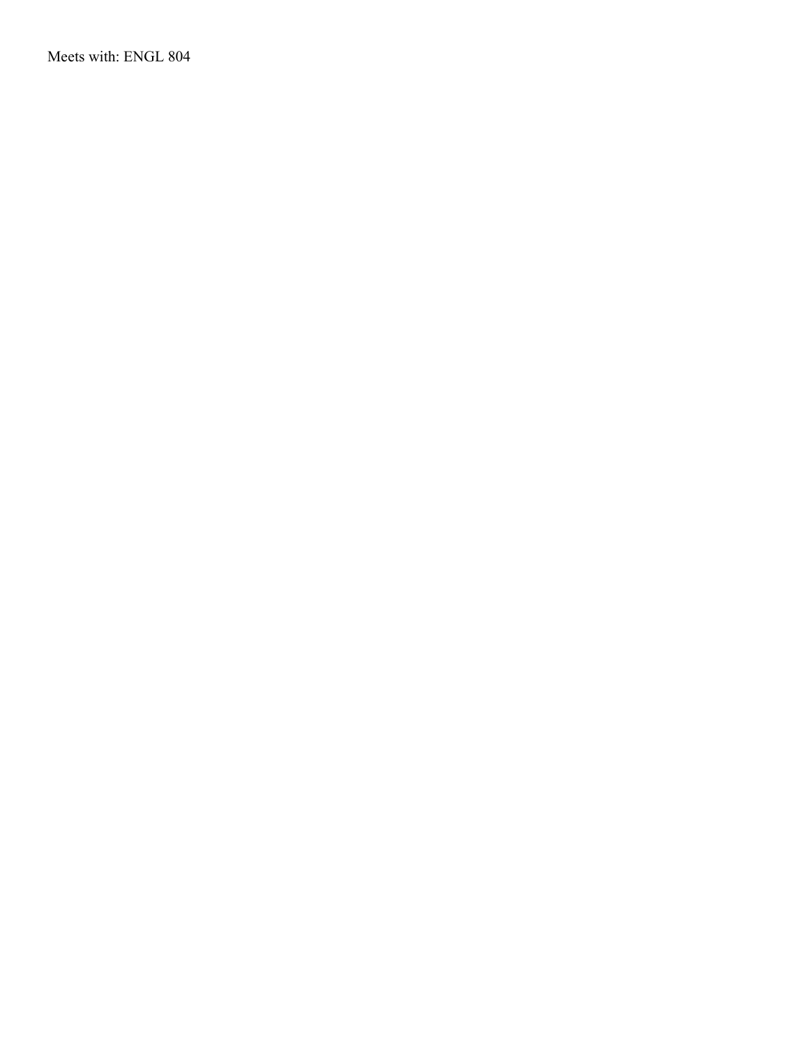Meets with: ENGL 804